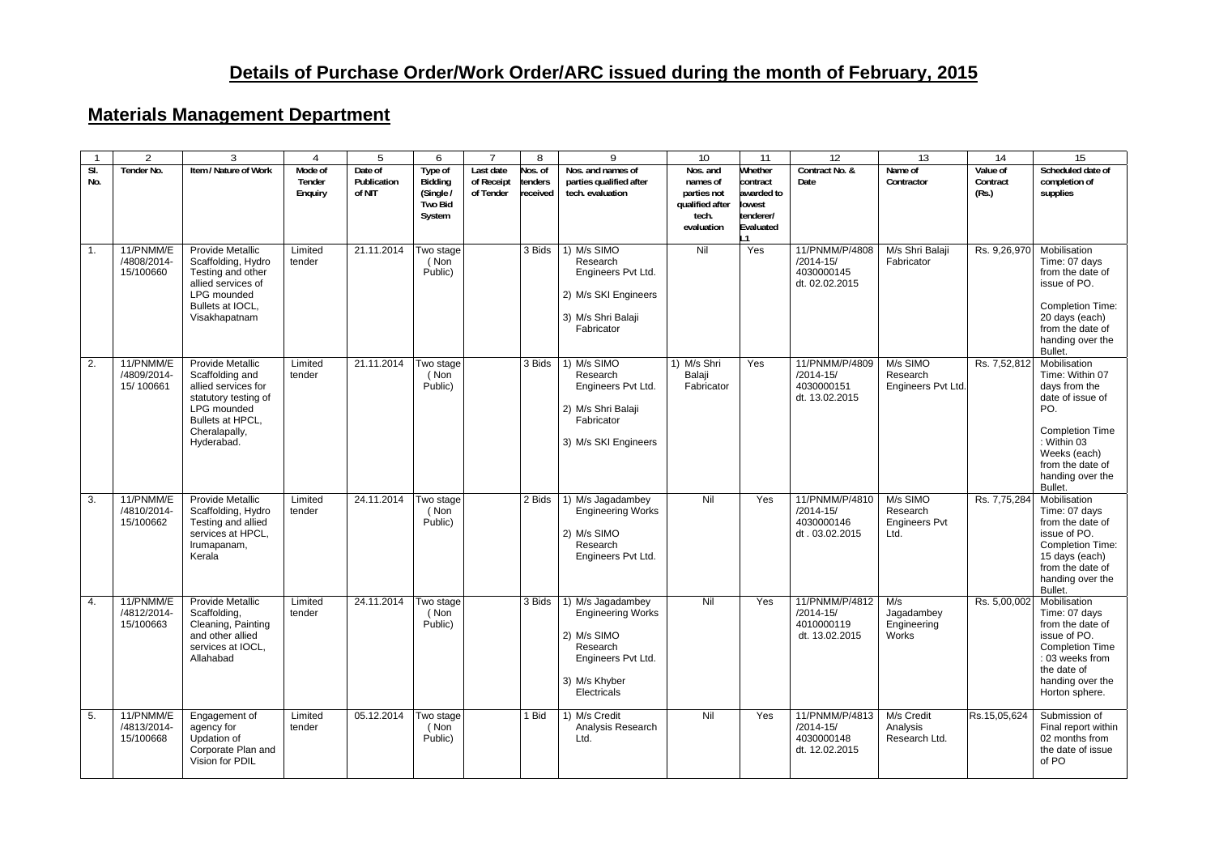## **Details of Purchase Order/Work Order/ARC issued during the month of February, 2015**

## **Materials Management Department**

| 1 | 2 | 3 | 4 | 5 | 6 | 7 | 8 | 9 | 10 | 11 | 12 | 13 | 14 | 15 |
|---|---|---|---|---|---|---|---|---|---|---|---|---|---|---|
| Sl. No. | Tender No. | Item / Nature of Work | Mode of Tender Enquiry | Date of Publication of NIT | Type of Bidding (Single / Two Bid System | Last date of Receipt of Tender | Nos. of tenders received | Nos. and names of parties qualified after tech. evaluation | Nos. and names of parties not qualified after tech. evaluation | Whether contract awarded to lowest tenderer/ Evaluated L1 | Contract No. & Date | Name of Contractor | Value of Contract (Rs.) | Scheduled date of completion of supplies |
| 1. | 11/PNMM/E /4808/2014-15/100660 | Provide Metallic Scaffolding, Hydro Testing and other allied services of LPG mounded Bullets at IOCL, Visakhapatnam | Limited tender | 21.11.2014 | Two stage ( Non Public) | | 3 Bids | 1) M/s SIMO Research Engineers Pvt Ltd.<br>2) M/s SKI Engineers<br>3) M/s Shri Balaji Fabricator | Nil | Yes | 11/PNMM/P/4808 /2014-15/ 4030000145 dt. 02.02.2015 | M/s Shri Balaji Fabricator | Rs. 9,26,970 | Mobilisation Time: 07 days from the date of issue of PO.<br>Completion Time: 20 days (each) from the date of handing over the Bullet. |
| 2. | 11/PNMM/E /4809/2014-15/ 100661 | Provide Metallic Scaffolding and allied services for statutory testing of LPG mounded Bullets at HPCL, Cheralapally, Hyderabad. | Limited tender | 21.11.2014 | Two stage ( Non Public) | | 3 Bids | 1) M/s SIMO Research Engineers Pvt Ltd.<br>2) M/s Shri Balaji Fabricator<br>3) M/s SKI Engineers | 1) M/s Shri Balaji Fabricator | Yes | 11/PNMM/P/4809 /2014-15/ 4030000151 dt. 13.02.2015 | M/s SIMO Research Engineers Pvt Ltd. | Rs. 7,52,812 | Mobilisation Time: Within 07 days from the date of issue of PO.<br>Completion Time : Within 03 Weeks (each) from the date of handing over the Bullet. |
| 3. | 11/PNMM/E /4810/2014-15/100662 | Provide Metallic Scaffolding, Hydro Testing and allied services at HPCL, Irumapanam, Kerala | Limited tender | 24.11.2014 | Two stage ( Non Public) | | 2 Bids | 1) M/s Jagadambey Engineering Works<br>2) M/s SIMO Research Engineers Pvt Ltd. | Nil | Yes | 11/PNMM/P/4810 /2014-15/ 4030000146 dt . 03.02.2015 | M/s SIMO Research Engineers Pvt Ltd. | Rs. 7,75,284 | Mobilisation Time: 07 days from the date of issue of PO. Completion Time: 15 days (each) from the date of handing over the Bullet. |
| 4. | 11/PNMM/E /4812/2014-15/100663 | Provide Metallic Scaffolding, Cleaning, Painting and other allied services at IOCL, Allahabad | Limited tender | 24.11.2014 | Two stage ( Non Public) | | 3 Bids | 1) M/s Jagadambey Engineering Works<br>2) M/s SIMO Research Engineers Pvt Ltd.<br>3) M/s Khyber Electricals | Nil | Yes | 11/PNMM/P/4812 /2014-15/ 4010000119 dt. 13.02.2015 | M/s Jagadambey Engineering Works | Rs. 5,00,002 | Mobilisation Time: 07 days from the date of issue of PO. Completion Time : 03 weeks from the date of handing over the Horton sphere. |
| 5. | 11/PNMM/E /4813/2014-15/100668 | Engagement of agency for Updation of Corporate Plan and Vision for PDIL | Limited tender | 05.12.2014 | Two stage ( Non Public) | | 1 Bid | 1) M/s Credit Analysis Research Ltd. | Nil | Yes | 11/PNMM/P/4813 /2014-15/ 4030000148 dt. 12.02.2015 | M/s Credit Analysis Research Ltd. | Rs.15,05,624 | Submission of Final report within 02 months from the date of issue of PO |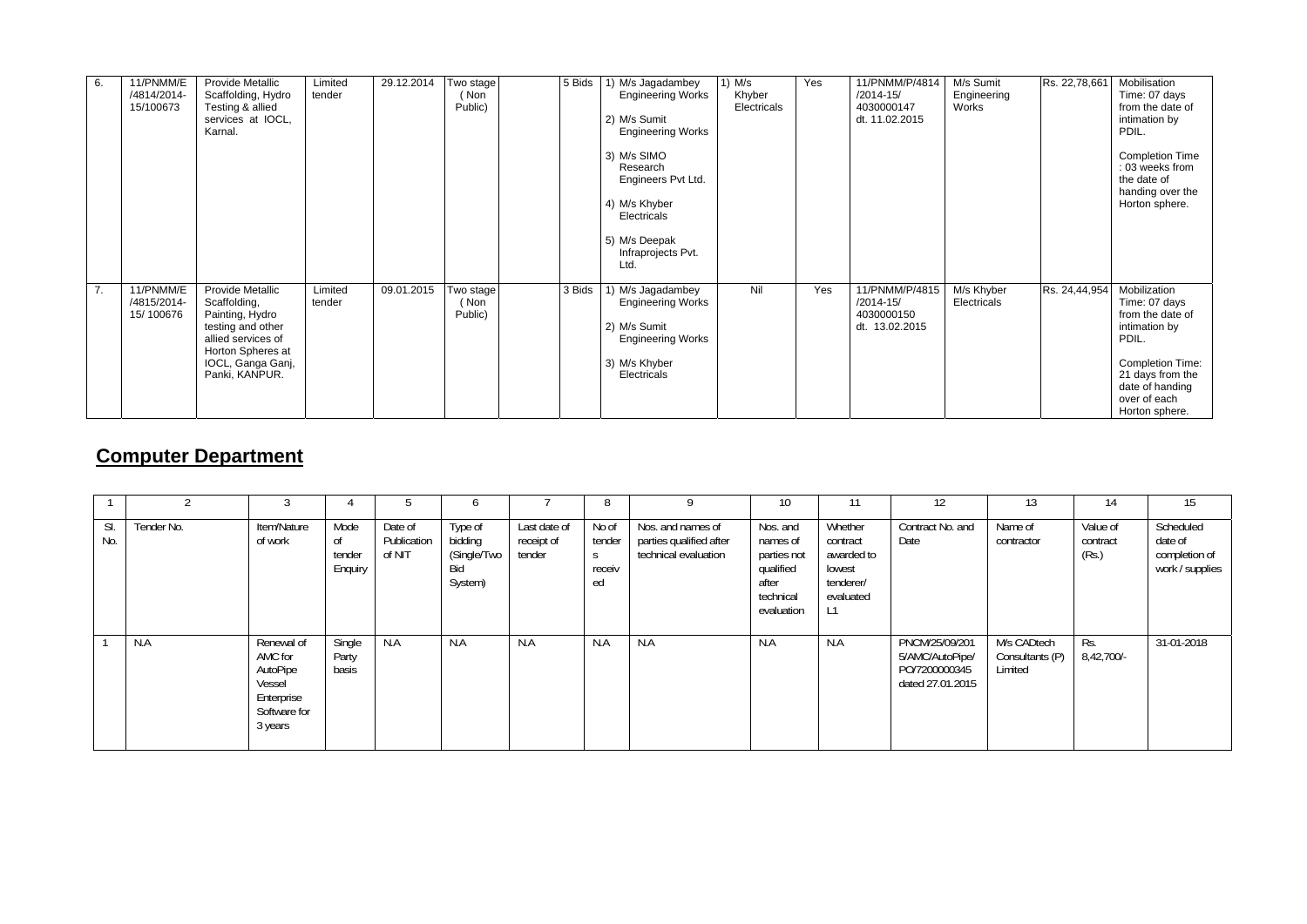| | | | | | | | | | | | | | | |
|---|---|---|---|---|---|---|---|---|---|---|---|---|---|---|
| 6. | 11/PNMM/E/4814/2014-15/100673 | Provide Metallic Scaffolding, Hydro Testing & allied services at IOCL, Karnal. | Limited tender | 29.12.2014 | Two stage (Non Public) | | 5 Bids | 1) M/s Jagadambey Engineering Works<br>2) M/s Sumit Engineering Works<br>3) M/s SIMO Research Engineers Pvt Ltd.<br>4) M/s Khyber Electricals<br>5) M/s Deepak Infraprojects Pvt. Ltd. | 1) M/s Khyber Electricals | Yes | 11/PNMM/P/4814/2014-15/ 4030000147 dt. 11.02.2015 | M/s Sumit Engineering Works | Rs. 22,78,661 | Mobilisation Time: 07 days from the date of intimation by PDIL.<br>Completion Time : 03 weeks from the date of handing over the Horton sphere. |
| 7. | 11/PNMM/E/4815/2014-15/ 100676 | Provide Metallic Scaffolding, Painting, Hydro testing and other allied services of Horton Spheres at IOCL, Ganga Ganj, Panki, KANPUR. | Limited tender | 09.01.2015 | Two stage (Non Public) | | 3 Bids | 1) M/s Jagadambey Engineering Works<br>2) M/s Sumit Engineering Works<br>3) M/s Khyber Electricals | Nil | Yes | 11/PNMM/P/4815/2014-15/ 4030000150 dt. 13.02.2015 | M/s Khyber Electricals | Rs. 24,44,954 | Mobilization Time: 07 days from the date of intimation by PDIL.<br>Completion Time: 21 days from the date of handing over of each Horton sphere. |

## **Computer Department**

| 1 | 2 | 3 | 4 | 5 | 6 | 7 | 8 | 9 | 10 | 11 | 12 | 13 | 14 | 15 |
|---|---|---|---|---|---|---|---|---|---|---|---|---|---|---|
| Sl. No. | Tender No. | Item/Nature of work | Mode of tender Enquiry | Date of Publication of NIT | Type of bidding (Single/Two Bid System) | Last date of receipt of tender | No of tenders received | Nos. and names of parties qualified after technical evaluation | Nos. and names of parties not qualified after technical evaluation | Whether contract awarded to lowest tenderer/ evaluated L1 | Contract No. and Date | Name of contractor | Value of contract (Rs.) | Scheduled date of completion of work / supplies |
| 1 | N.A | Renewal of AMC for AutoPipe Vessel Enterprise Software for 3 years | Single Party basis | N.A | N.A | N.A | N.A | N.A | N.A | N.A | PNCM/25/09/2015/AMC/AutoPipe/ PO/7200000345 dated 27.01.2015 | M/s CADtech Consultants (P) Limited | Rs. 8,42,700/- | 31-01-2018 |